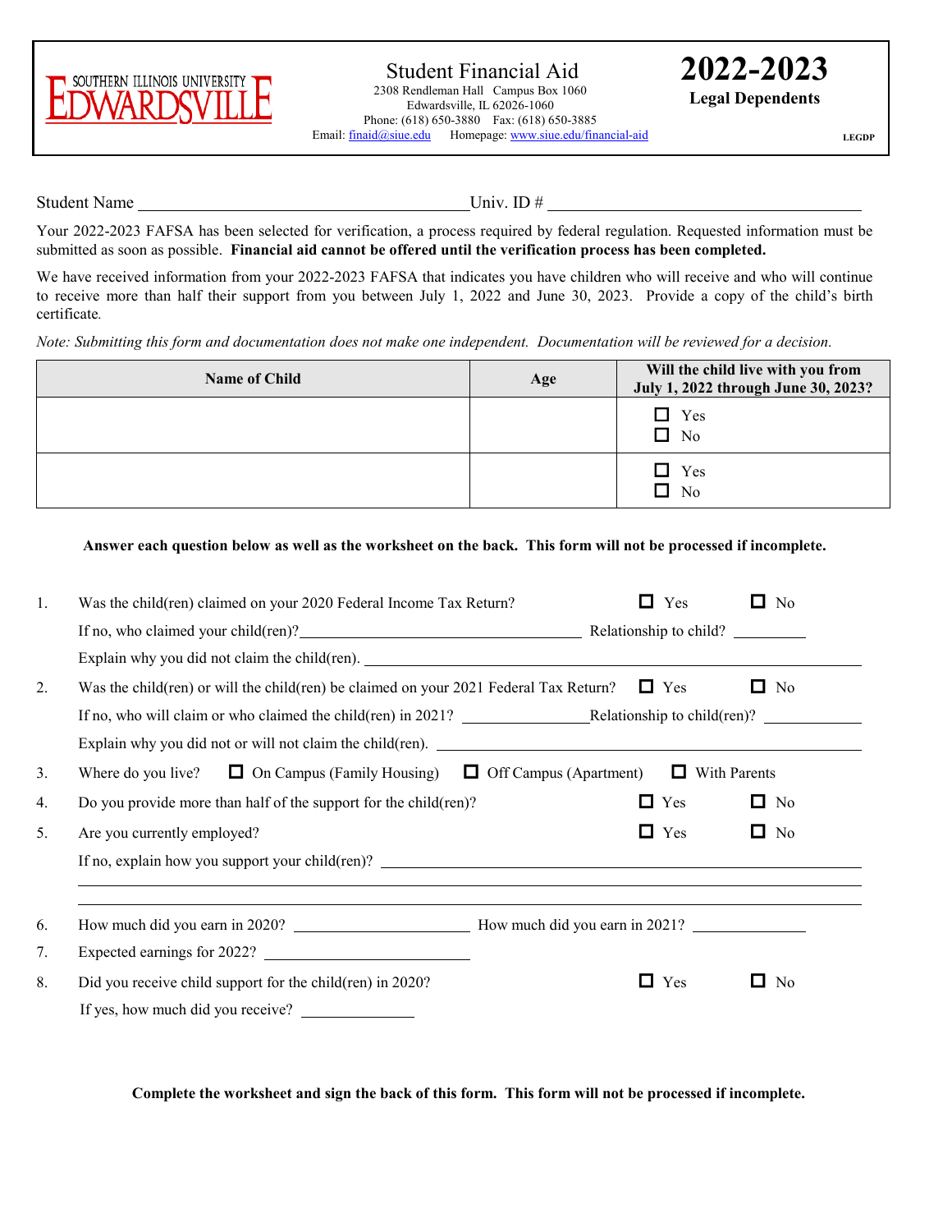SOUTHERN ILLINOIS UNIVERSITY EDWARDSVILLE

# Student Financial Aid

2308 Rendleman Hall Campus Box 1060
Edwardsville, IL 62026-1060
Phone: (618) 650-3880 Fax: (618) 650-3885
Email: finaid@siue.edu Homepage: www.siue.edu/financial-aid

# 2022-2023
## Legal Dependents

LEGDP

Student Name ______________________________ Univ. ID # ______________________________

Your 2022-2023 FAFSA has been selected for verification, a process required by federal regulation. Requested information must be submitted as soon as possible. **Financial aid cannot be offered until the verification process has been completed.**

We have received information from your 2022-2023 FAFSA that indicates you have children who will receive and who will continue to receive more than half their support from you between July 1, 2022 and June 30, 2023. Provide a copy of the child's birth certificate.

*Note: Submitting this form and documentation does not make one independent. Documentation will be reviewed for a decision.*

| Name of Child | Age | Will the child live with you from July 1, 2022 through June 30, 2023? |
|---|---|---|
| | | ☐ Yes ☐ No |
| | | ☐ Yes ☐ No |

**Answer each question below as well as the worksheet on the back. This form will not be processed if incomplete.**

1. Was the child(ren) claimed on your 2020 Federal Income Tax Return? ☐ Yes ☐ No
   If no, who claimed your child(ren)? ______________________________ Relationship to child? __________
   Explain why you did not claim the child(ren). ______________________________
2. Was the child(ren) or will the child(ren) be claimed on your 2021 Federal Tax Return? ☐ Yes ☐ No
   If no, who will claim or who claimed the child(ren) in 2021? ______________ Relationship to child(ren)? __________
   Explain why you did not or will not claim the child(ren). ______________________________
3. Where do you live? ☐ On Campus (Family Housing) ☐ Off Campus (Apartment) ☐ With Parents
4. Do you provide more than half of the support for the child(ren)? ☐ Yes ☐ No
5. Are you currently employed? ☐ Yes ☐ No
   If no, explain how you support your child(ren)? ______________________________
6. How much did you earn in 2020? ______________ How much did you earn in 2021? ______________
7. Expected earnings for 2022? ______________
8. Did you receive child support for the child(ren) in 2020? ☐ Yes ☐ No
   If yes, how much did you receive? ______________

**Complete the worksheet and sign the back of this form. This form will not be processed if incomplete.**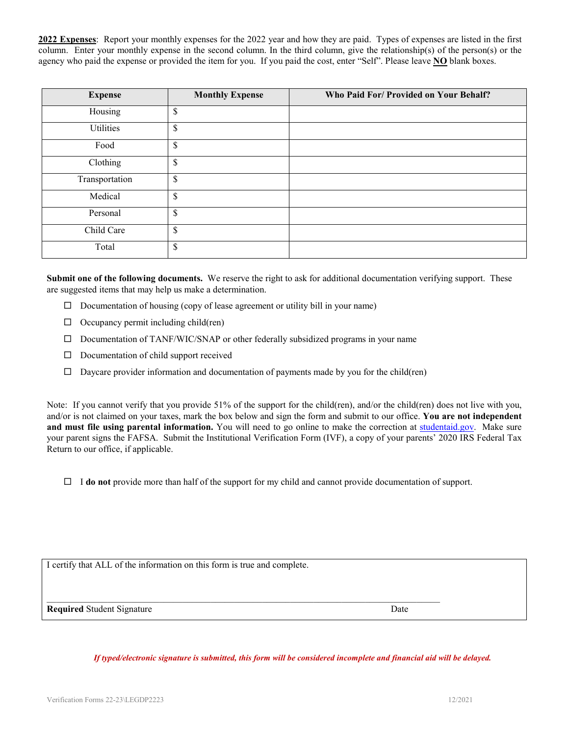**2022 Expenses**: Report your monthly expenses for the 2022 year and how they are paid. Types of expenses are listed in the first column. Enter your monthly expense in the second column. In the third column, give the relationship(s) of the person(s) or the agency who paid the expense or provided the item for you. If you paid the cost, enter "Self". Please leave **NO** blank boxes.

| Expense | Monthly Expense | Who Paid For/ Provided on Your Behalf? |
|---|---|---|
| Housing | $ | |
| Utilities | $ | |
| Food | $ | |
| Clothing | $ | |
| Transportation | $ | |
| Medical | $ | |
| Personal | $ | |
| Child Care | $ | |
| Total | $ | |

**Submit one of the following documents.** We reserve the right to ask for additional documentation verifying support. These are suggested items that may help us make a determination.

- ☐ Documentation of housing (copy of lease agreement or utility bill in your name)
- ☐ Occupancy permit including child(ren)
- ☐ Documentation of TANF/WIC/SNAP or other federally subsidized programs in your name
- ☐ Documentation of child support received
- ☐ Daycare provider information and documentation of payments made by you for the child(ren)

Note: If you cannot verify that you provide 51% of the support for the child(ren), and/or the child(ren) does not live with you, and/or is not claimed on your taxes, mark the box below and sign the form and submit to our office. **You are not independent and must file using parental information.** You will need to go online to make the correction at studentaid.gov. Make sure your parent signs the FAFSA. Submit the Institutional Verification Form (IVF), a copy of your parents' 2020 IRS Federal Tax Return to our office, if applicable.

☐ I **do not** provide more than half of the support for my child and cannot provide documentation of support.

I certify that ALL of the information on this form is true and complete.

\_\_\_\_\_\_\_\_\_\_\_\_\_\_\_\_\_\_\_\_\_\_\_\_\_\_\_\_\_\_\_\_\_\_\_\_\_\_\_\_\_\_\_\_\_\_\_\_\_\_\_\_\_\_\_\_\_\_\_\_\_\_

**Required** Student Signature Date

***If typed/electronic signature is submitted, this form will be considered incomplete and financial aid will be delayed.***

Verification Forms 22-23\LEGDP2223 12/2021